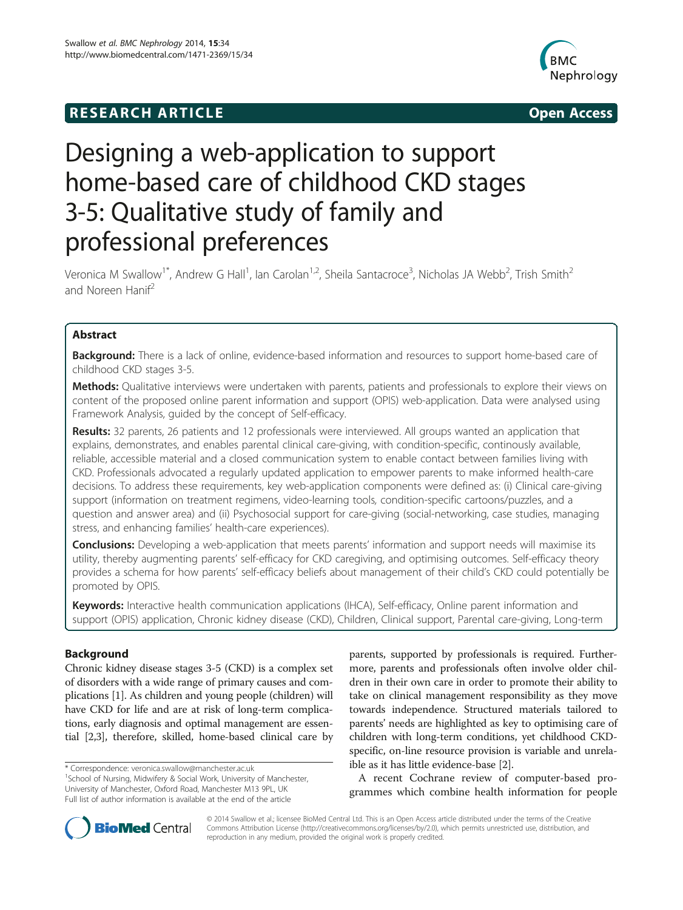**RESEARCH ARTICLE** **Open Access**

# Designing a web-application to support home-based care of childhood CKD stages 3-5: Qualitative study of family and professional preferences

Veronica M Swallow[1*], Andrew G Hall[1], Ian Carolan[1,2], Sheila Santacroce[3], Nicholas JA Webb[2], Trish Smith[2] and Noreen Hanif[2]

## Abstract

**Background:** There is a lack of online, evidence-based information and resources to support home-based care of childhood CKD stages 3-5.

**Methods:** Qualitative interviews were undertaken with parents, patients and professionals to explore their views on content of the proposed online parent information and support (OPIS) web-application. Data were analysed using Framework Analysis, guided by the concept of Self-efficacy.

**Results:** 32 parents, 26 patients and 12 professionals were interviewed. All groups wanted an application that explains, demonstrates, and enables parental clinical care-giving, with condition-specific, continously available, reliable, accessible material and a closed communication system to enable contact between families living with CKD. Professionals advocated a regularly updated application to empower parents to make informed health-care decisions. To address these requirements, key web-application components were defined as: (i) Clinical care-giving support (information on treatment regimens, video-learning tools, condition-specific cartoons/puzzles, and a question and answer area) and (ii) Psychosocial support for care-giving (social-networking, case studies, managing stress, and enhancing families' health-care experiences).

**Conclusions:** Developing a web-application that meets parents' information and support needs will maximise its utility, thereby augmenting parents' self-efficacy for CKD caregiving, and optimising outcomes. Self-efficacy theory provides a schema for how parents' self-efficacy beliefs about management of their child's CKD could potentially be promoted by OPIS.

**Keywords:** Interactive health communication applications (IHCA), Self-efficacy, Online parent information and support (OPIS) application, Chronic kidney disease (CKD), Children, Clinical support, Parental care-giving, Long-term

## Background

Chronic kidney disease stages 3-5 (CKD) is a complex set of disorders with a wide range of primary causes and complications [1]. As children and young people (children) will have CKD for life and are at risk of long-term complications, early diagnosis and optimal management are essential [2,3], therefore, skilled, home-based clinical care by parents, supported by professionals is required. Furthermore, parents and professionals often involve older children in their own care in order to promote their ability to take on clinical management responsibility as they move towards independence. Structured materials tailored to parents' needs are highlighted as key to optimising care of children with long-term conditions, yet childhood CKD-specific, on-line resource provision is variable and unreliable as it has little evidence-base [2].

A recent Cochrane review of computer-based programmes which combine health information for people

---

\* Correspondence: veronica.swallow@manchester.ac.uk
[1]School of Nursing, Midwifery & Social Work, University of Manchester, University of Manchester, Oxford Road, Manchester M13 9PL, UK
Full list of author information is available at the end of the article

© 2014 Swallow et al.; licensee BioMed Central Ltd. This is an Open Access article distributed under the terms of the Creative Commons Attribution License (http://creativecommons.org/licenses/by/2.0), which permits unrestricted use, distribution, and reproduction in any medium, provided the original work is properly credited.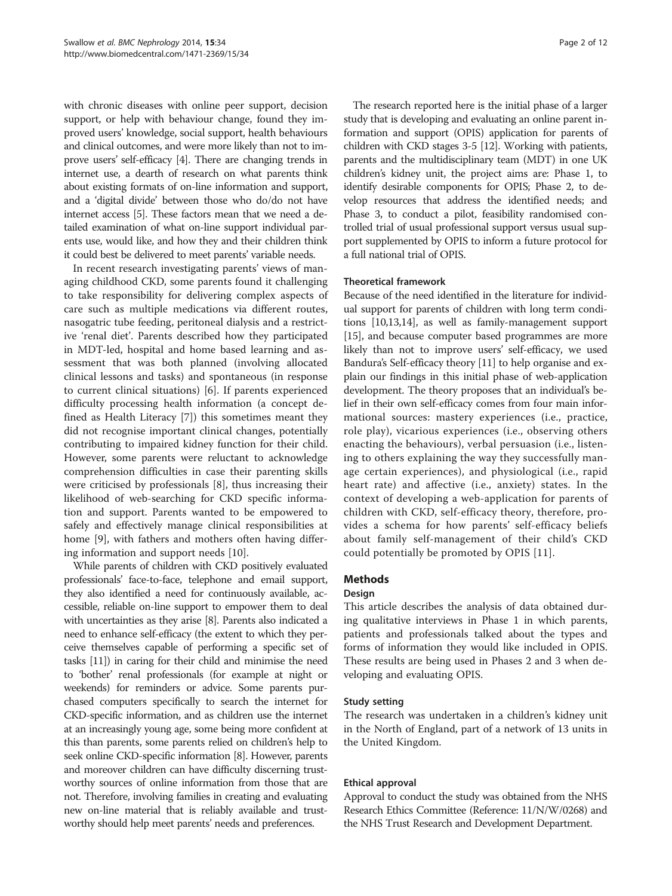with chronic diseases with online peer support, decision support, or help with behaviour change, found they improved users' knowledge, social support, health behaviours and clinical outcomes, and were more likely than not to improve users' self-efficacy [4]. There are changing trends in internet use, a dearth of research on what parents think about existing formats of on-line information and support, and a 'digital divide' between those who do/do not have internet access [5]. These factors mean that we need a detailed examination of what on-line support individual parents use, would like, and how they and their children think it could best be delivered to meet parents' variable needs.

In recent research investigating parents' views of managing childhood CKD, some parents found it challenging to take responsibility for delivering complex aspects of care such as multiple medications via different routes, nasogatric tube feeding, peritoneal dialysis and a restrictive 'renal diet'. Parents described how they participated in MDT-led, hospital and home based learning and assessment that was both planned (involving allocated clinical lessons and tasks) and spontaneous (in response to current clinical situations) [6]. If parents experienced difficulty processing health information (a concept defined as Health Literacy [7]) this sometimes meant they did not recognise important clinical changes, potentially contributing to impaired kidney function for their child. However, some parents were reluctant to acknowledge comprehension difficulties in case their parenting skills were criticised by professionals [8], thus increasing their likelihood of web-searching for CKD specific information and support. Parents wanted to be empowered to safely and effectively manage clinical responsibilities at home [9], with fathers and mothers often having differing information and support needs [10].

While parents of children with CKD positively evaluated professionals' face-to-face, telephone and email support, they also identified a need for continuously available, accessible, reliable on-line support to empower them to deal with uncertainties as they arise [8]. Parents also indicated a need to enhance self-efficacy (the extent to which they perceive themselves capable of performing a specific set of tasks [11]) in caring for their child and minimise the need to 'bother' renal professionals (for example at night or weekends) for reminders or advice. Some parents purchased computers specifically to search the internet for CKD-specific information, and as children use the internet at an increasingly young age, some being more confident at this than parents, some parents relied on children's help to seek online CKD-specific information [8]. However, parents and moreover children can have difficulty discerning trustworthy sources of online information from those that are not. Therefore, involving families in creating and evaluating new on-line material that is reliably available and trustworthy should help meet parents' needs and preferences.

The research reported here is the initial phase of a larger study that is developing and evaluating an online parent information and support (OPIS) application for parents of children with CKD stages 3-5 [12]. Working with patients, parents and the multidisciplinary team (MDT) in one UK children's kidney unit, the project aims are: Phase 1, to identify desirable components for OPIS; Phase 2, to develop resources that address the identified needs; and Phase 3, to conduct a pilot, feasibility randomised controlled trial of usual professional support versus usual support supplemented by OPIS to inform a future protocol for a full national trial of OPIS.

### Theoretical framework

Because of the need identified in the literature for individual support for parents of children with long term conditions [10,13,14], as well as family-management support [15], and because computer based programmes are more likely than not to improve users' self-efficacy, we used Bandura's Self-efficacy theory [11] to help organise and explain our findings in this initial phase of web-application development. The theory proposes that an individual's belief in their own self-efficacy comes from four main informational sources: mastery experiences (i.e., practice, role play), vicarious experiences (i.e., observing others enacting the behaviours), verbal persuasion (i.e., listening to others explaining the way they successfully manage certain experiences), and physiological (i.e., rapid heart rate) and affective (i.e., anxiety) states. In the context of developing a web-application for parents of children with CKD, self-efficacy theory, therefore, provides a schema for how parents' self-efficacy beliefs about family self-management of their child's CKD could potentially be promoted by OPIS [11].

## Methods

### Design

This article describes the analysis of data obtained during qualitative interviews in Phase 1 in which parents, patients and professionals talked about the types and forms of information they would like included in OPIS. These results are being used in Phases 2 and 3 when developing and evaluating OPIS.

### Study setting

The research was undertaken in a children's kidney unit in the North of England, part of a network of 13 units in the United Kingdom.

### Ethical approval

Approval to conduct the study was obtained from the NHS Research Ethics Committee (Reference: 11/N/W/0268) and the NHS Trust Research and Development Department.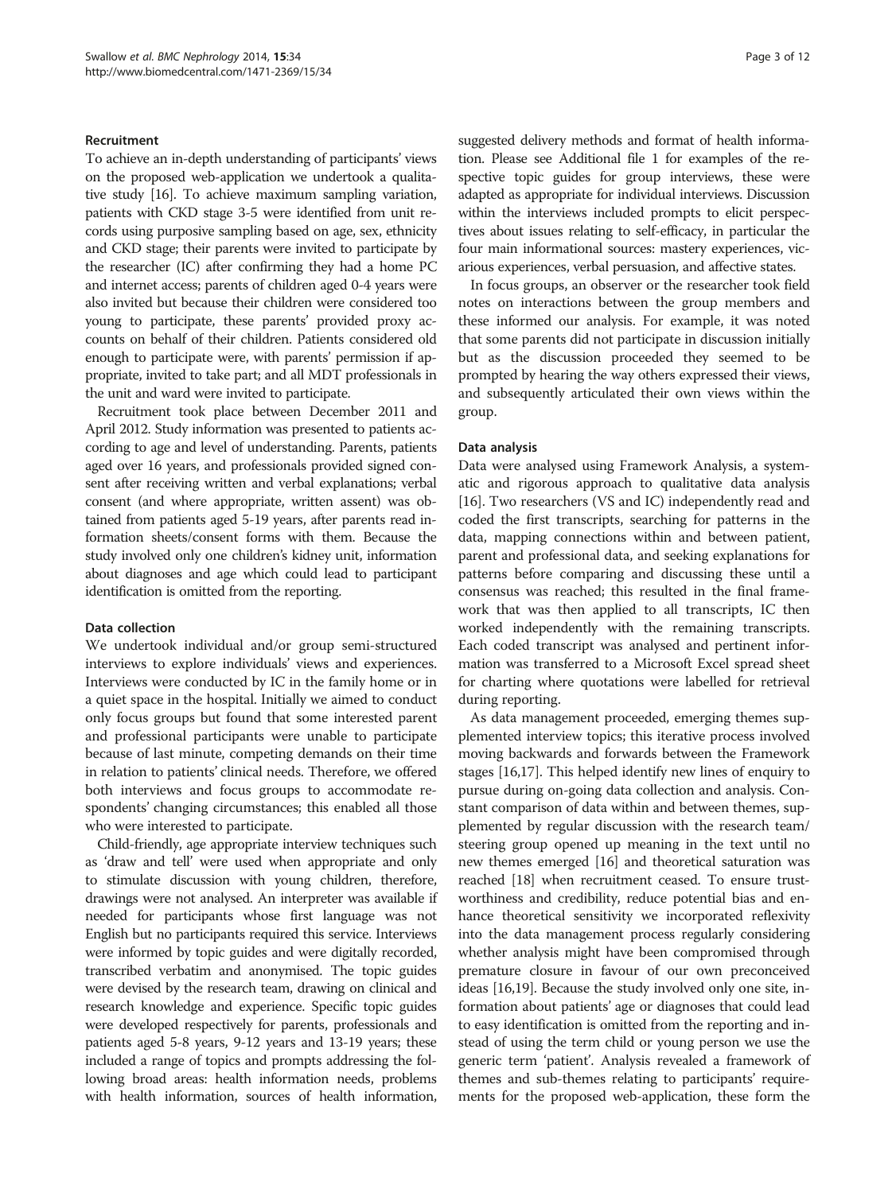### Recruitment

To achieve an in-depth understanding of participants' views on the proposed web-application we undertook a qualitative study [16]. To achieve maximum sampling variation, patients with CKD stage 3-5 were identified from unit records using purposive sampling based on age, sex, ethnicity and CKD stage; their parents were invited to participate by the researcher (IC) after confirming they had a home PC and internet access; parents of children aged 0-4 years were also invited but because their children were considered too young to participate, these parents' provided proxy accounts on behalf of their children. Patients considered old enough to participate were, with parents' permission if appropriate, invited to take part; and all MDT professionals in the unit and ward were invited to participate.

Recruitment took place between December 2011 and April 2012. Study information was presented to patients according to age and level of understanding. Parents, patients aged over 16 years, and professionals provided signed consent after receiving written and verbal explanations; verbal consent (and where appropriate, written assent) was obtained from patients aged 5-19 years, after parents read information sheets/consent forms with them. Because the study involved only one children's kidney unit, information about diagnoses and age which could lead to participant identification is omitted from the reporting.

### Data collection

We undertook individual and/or group semi-structured interviews to explore individuals' views and experiences. Interviews were conducted by IC in the family home or in a quiet space in the hospital. Initially we aimed to conduct only focus groups but found that some interested parent and professional participants were unable to participate because of last minute, competing demands on their time in relation to patients' clinical needs. Therefore, we offered both interviews and focus groups to accommodate respondents' changing circumstances; this enabled all those who were interested to participate.

Child-friendly, age appropriate interview techniques such as 'draw and tell' were used when appropriate and only to stimulate discussion with young children, therefore, drawings were not analysed. An interpreter was available if needed for participants whose first language was not English but no participants required this service. Interviews were informed by topic guides and were digitally recorded, transcribed verbatim and anonymised. The topic guides were devised by the research team, drawing on clinical and research knowledge and experience. Specific topic guides were developed respectively for parents, professionals and patients aged 5-8 years, 9-12 years and 13-19 years; these included a range of topics and prompts addressing the following broad areas: health information needs, problems with health information, sources of health information, suggested delivery methods and format of health information. Please see Additional file 1 for examples of the respective topic guides for group interviews, these were adapted as appropriate for individual interviews. Discussion within the interviews included prompts to elicit perspectives about issues relating to self-efficacy, in particular the four main informational sources: mastery experiences, vicarious experiences, verbal persuasion, and affective states.

In focus groups, an observer or the researcher took field notes on interactions between the group members and these informed our analysis. For example, it was noted that some parents did not participate in discussion initially but as the discussion proceeded they seemed to be prompted by hearing the way others expressed their views, and subsequently articulated their own views within the group.

### Data analysis

Data were analysed using Framework Analysis, a systematic and rigorous approach to qualitative data analysis [16]. Two researchers (VS and IC) independently read and coded the first transcripts, searching for patterns in the data, mapping connections within and between patient, parent and professional data, and seeking explanations for patterns before comparing and discussing these until a consensus was reached; this resulted in the final framework that was then applied to all transcripts, IC then worked independently with the remaining transcripts. Each coded transcript was analysed and pertinent information was transferred to a Microsoft Excel spread sheet for charting where quotations were labelled for retrieval during reporting.

As data management proceeded, emerging themes supplemented interview topics; this iterative process involved moving backwards and forwards between the Framework stages [16,17]. This helped identify new lines of enquiry to pursue during on-going data collection and analysis. Constant comparison of data within and between themes, supplemented by regular discussion with the research team/ steering group opened up meaning in the text until no new themes emerged [16] and theoretical saturation was reached [18] when recruitment ceased. To ensure trustworthiness and credibility, reduce potential bias and enhance theoretical sensitivity we incorporated reflexivity into the data management process regularly considering whether analysis might have been compromised through premature closure in favour of our own preconceived ideas [16,19]. Because the study involved only one site, information about patients' age or diagnoses that could lead to easy identification is omitted from the reporting and instead of using the term child or young person we use the generic term 'patient'. Analysis revealed a framework of themes and sub-themes relating to participants' requirements for the proposed web-application, these form the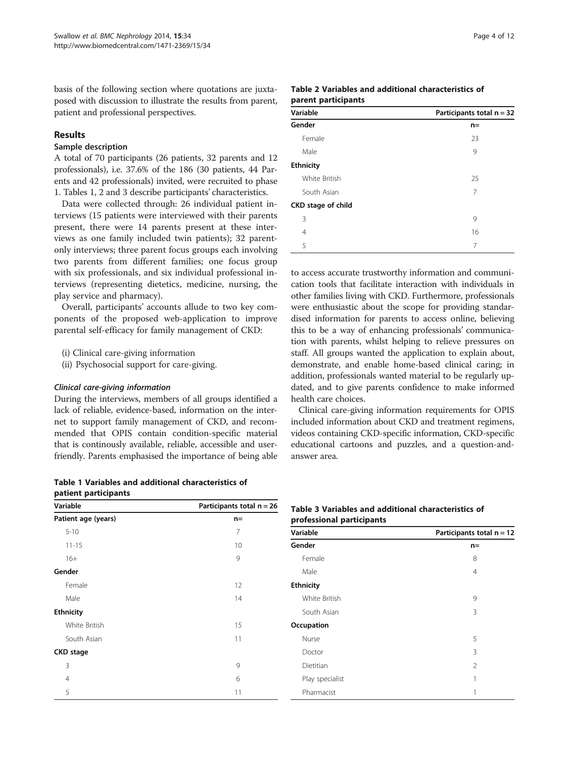basis of the following section where quotations are juxtaposed with discussion to illustrate the results from parent, patient and professional perspectives.

## Results

### Sample description

A total of 70 participants (26 patients, 32 parents and 12 professionals), i.e. 37.6% of the 186 (30 patients, 44 Parents and 42 professionals) invited, were recruited to phase 1. Tables 1, 2 and 3 describe participants' characteristics.

Data were collected through: 26 individual patient interviews (15 patients were interviewed with their parents present, there were 14 parents present at these interviews as one family included twin patients); 32 parent-only interviews; three parent focus groups each involving two parents from different families; one focus group with six professionals, and six individual professional interviews (representing dietetics, medicine, nursing, the play service and pharmacy).

Overall, participants' accounts allude to two key components of the proposed web-application to improve parental self-efficacy for family management of CKD:

(i) Clinical care-giving information
(ii) Psychosocial support for care-giving.

#### *Clinical care-giving information*

During the interviews, members of all groups identified a lack of reliable, evidence-based, information on the internet to support family management of CKD, and recommended that OPIS contain condition-specific material that is continously available, reliable, accessible and user-friendly. Parents emphasised the importance of being able to access accurate trustworthy information and communication tools that facilitate interaction with individuals in other families living with CKD. Furthermore, professionals were enthusiastic about the scope for providing standardised information for parents to access online, believing this to be a way of enhancing professionals' communication with parents, whilst helping to relieve pressures on staff. All groups wanted the application to explain about, demonstrate, and enable home-based clinical caring; in addition, professionals wanted material to be regularly updated, and to give parents confidence to make informed health care choices.

Clinical care-giving information requirements for OPIS included information about CKD and treatment regimens, videos containing CKD-specific information, CKD-specific educational cartoons and puzzles, and a question-and-answer area.

**Table 1 Variables and additional characteristics of patient participants**

| Variable | Participants total n = 26 |
|---|---|
| **Patient age (years)** | **n=** |
| 5-10 | 7 |
| 11-15 | 10 |
| 16+ | 9 |
| **Gender** | |
| Female | 12 |
| Male | 14 |
| **Ethnicity** | |
| White British | 15 |
| South Asian | 11 |
| **CKD stage** | |
| 3 | 9 |
| 4 | 6 |
| 5 | 11 |

**Table 2 Variables and additional characteristics of parent participants**

| Variable | Participants total n = 32 |
|---|---|
| **Gender** | **n=** |
| Female | 23 |
| Male | 9 |
| **Ethnicity** | |
| White British | 25 |
| South Asian | 7 |
| **CKD stage of child** | |
| 3 | 9 |
| 4 | 16 |
| 5 | 7 |

**Table 3 Variables and additional characteristics of professional participants**

| Variable | Participants total n = 12 |
|---|---|
| **Gender** | **n=** |
| Female | 8 |
| Male | 4 |
| **Ethnicity** | |
| White British | 9 |
| South Asian | 3 |
| **Occupation** | |
| Nurse | 5 |
| Doctor | 3 |
| Dietitian | 2 |
| Play specialist | 1 |
| Pharmacist | 1 |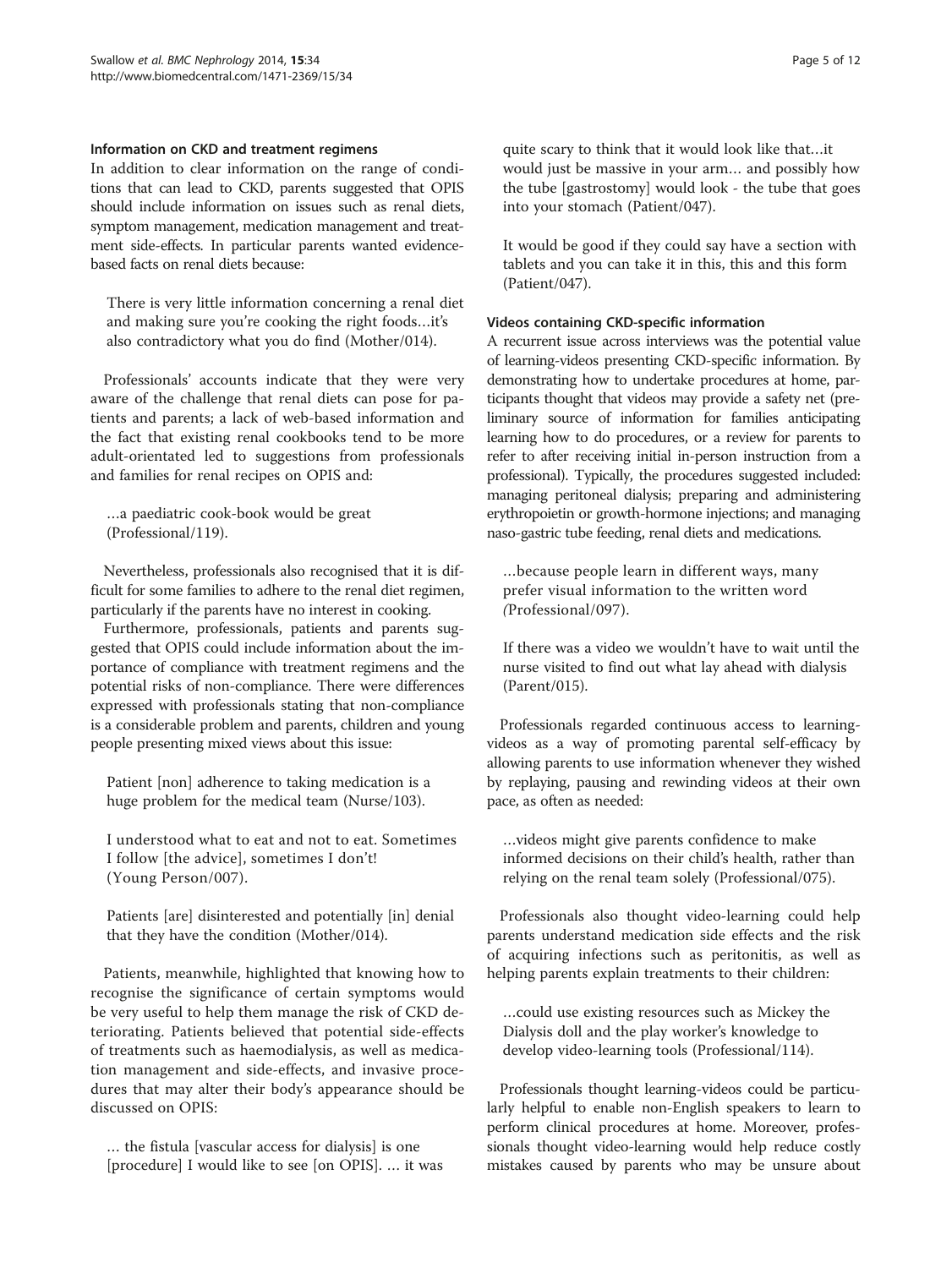### Information on CKD and treatment regimens

In addition to clear information on the range of conditions that can lead to CKD, parents suggested that OPIS should include information on issues such as renal diets, symptom management, medication management and treatment side-effects. In particular parents wanted evidence-based facts on renal diets because:

> There is very little information concerning a renal diet and making sure you're cooking the right foods…it's also contradictory what you do find (Mother/014).

Professionals' accounts indicate that they were very aware of the challenge that renal diets can pose for patients and parents; a lack of web-based information and the fact that existing renal cookbooks tend to be more adult-orientated led to suggestions from professionals and families for renal recipes on OPIS and:

> …a paediatric cook-book would be great (Professional/119).

Nevertheless, professionals also recognised that it is difficult for some families to adhere to the renal diet regimen, particularly if the parents have no interest in cooking.

Furthermore, professionals, patients and parents suggested that OPIS could include information about the importance of compliance with treatment regimens and the potential risks of non-compliance. There were differences expressed with professionals stating that non-compliance is a considerable problem and parents, children and young people presenting mixed views about this issue:

> Patient [non] adherence to taking medication is a huge problem for the medical team (Nurse/103).

> I understood what to eat and not to eat. Sometimes I follow [the advice], sometimes I don't! (Young Person/007).

> Patients [are] disinterested and potentially [in] denial that they have the condition (Mother/014).

Patients, meanwhile, highlighted that knowing how to recognise the significance of certain symptoms would be very useful to help them manage the risk of CKD deteriorating. Patients believed that potential side-effects of treatments such as haemodialysis, as well as medication management and side-effects, and invasive procedures that may alter their body's appearance should be discussed on OPIS:

> … the fistula [vascular access for dialysis] is one [procedure] I would like to see [on OPIS]. … it was quite scary to think that it would look like that…it would just be massive in your arm… and possibly how the tube [gastrostomy] would look - the tube that goes into your stomach (Patient/047).

> It would be good if they could say have a section with tablets and you can take it in this, this and this form (Patient/047).

### Videos containing CKD-specific information

A recurrent issue across interviews was the potential value of learning-videos presenting CKD-specific information. By demonstrating how to undertake procedures at home, participants thought that videos may provide a safety net (preliminary source of information for families anticipating learning how to do procedures, or a review for parents to refer to after receiving initial in-person instruction from a professional). Typically, the procedures suggested included: managing peritoneal dialysis; preparing and administering erythropoietin or growth-hormone injections; and managing naso-gastric tube feeding, renal diets and medications.

> …because people learn in different ways, many prefer visual information to the written word *(*Professional/097).

> If there was a video we wouldn't have to wait until the nurse visited to find out what lay ahead with dialysis (Parent/015).

Professionals regarded continuous access to learning-videos as a way of promoting parental self-efficacy by allowing parents to use information whenever they wished by replaying, pausing and rewinding videos at their own pace, as often as needed:

> …videos might give parents confidence to make informed decisions on their child's health, rather than relying on the renal team solely (Professional/075).

Professionals also thought video-learning could help parents understand medication side effects and the risk of acquiring infections such as peritonitis, as well as helping parents explain treatments to their children:

> …could use existing resources such as Mickey the Dialysis doll and the play worker's knowledge to develop video-learning tools (Professional/114).

Professionals thought learning-videos could be particularly helpful to enable non-English speakers to learn to perform clinical procedures at home. Moreover, professionals thought video-learning would help reduce costly mistakes caused by parents who may be unsure about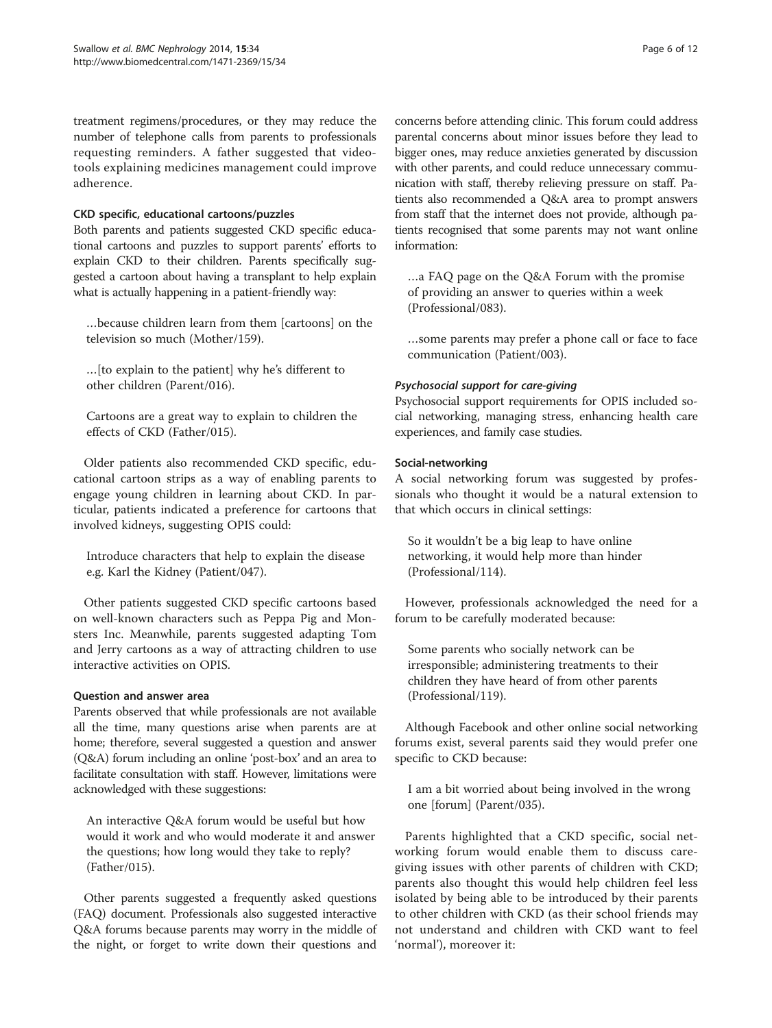treatment regimens/procedures, or they may reduce the number of telephone calls from parents to professionals requesting reminders. A father suggested that video-tools explaining medicines management could improve adherence.

#### CKD specific, educational cartoons/puzzles

Both parents and patients suggested CKD specific educational cartoons and puzzles to support parents' efforts to explain CKD to their children. Parents specifically suggested a cartoon about having a transplant to help explain what is actually happening in a patient-friendly way:

> …because children learn from them [cartoons] on the television so much (Mother/159).

> …[to explain to the patient] why he's different to other children (Parent/016).

> Cartoons are a great way to explain to children the effects of CKD (Father/015).

Older patients also recommended CKD specific, educational cartoon strips as a way of enabling parents to engage young children in learning about CKD. In particular, patients indicated a preference for cartoons that involved kidneys, suggesting OPIS could:

> Introduce characters that help to explain the disease e.g. Karl the Kidney (Patient/047).

Other patients suggested CKD specific cartoons based on well-known characters such as Peppa Pig and Monsters Inc. Meanwhile, parents suggested adapting Tom and Jerry cartoons as a way of attracting children to use interactive activities on OPIS.

#### Question and answer area

Parents observed that while professionals are not available all the time, many questions arise when parents are at home; therefore, several suggested a question and answer (Q&A) forum including an online 'post-box' and an area to facilitate consultation with staff. However, limitations were acknowledged with these suggestions:

> An interactive Q&A forum would be useful but how would it work and who would moderate it and answer the questions; how long would they take to reply? (Father/015).

Other parents suggested a frequently asked questions (FAQ) document. Professionals also suggested interactive Q&A forums because parents may worry in the middle of the night, or forget to write down their questions and concerns before attending clinic. This forum could address parental concerns about minor issues before they lead to bigger ones, may reduce anxieties generated by discussion with other parents, and could reduce unnecessary communication with staff, thereby relieving pressure on staff. Patients also recommended a Q&A area to prompt answers from staff that the internet does not provide, although patients recognised that some parents may not want online information:

> …a FAQ page on the Q&A Forum with the promise of providing an answer to queries within a week (Professional/083).

> …some parents may prefer a phone call or face to face communication (Patient/003).

### *Psychosocial support for care-giving*

Psychosocial support requirements for OPIS included social networking, managing stress, enhancing health care experiences, and family case studies.

#### Social-networking

A social networking forum was suggested by professionals who thought it would be a natural extension to that which occurs in clinical settings:

> So it wouldn't be a big leap to have online networking, it would help more than hinder (Professional/114).

However, professionals acknowledged the need for a forum to be carefully moderated because:

> Some parents who socially network can be irresponsible; administering treatments to their children they have heard of from other parents (Professional/119).

Although Facebook and other online social networking forums exist, several parents said they would prefer one specific to CKD because:

> I am a bit worried about being involved in the wrong one [forum] (Parent/035).

Parents highlighted that a CKD specific, social networking forum would enable them to discuss care-giving issues with other parents of children with CKD; parents also thought this would help children feel less isolated by being able to be introduced by their parents to other children with CKD (as their school friends may not understand and children with CKD want to feel 'normal'), moreover it: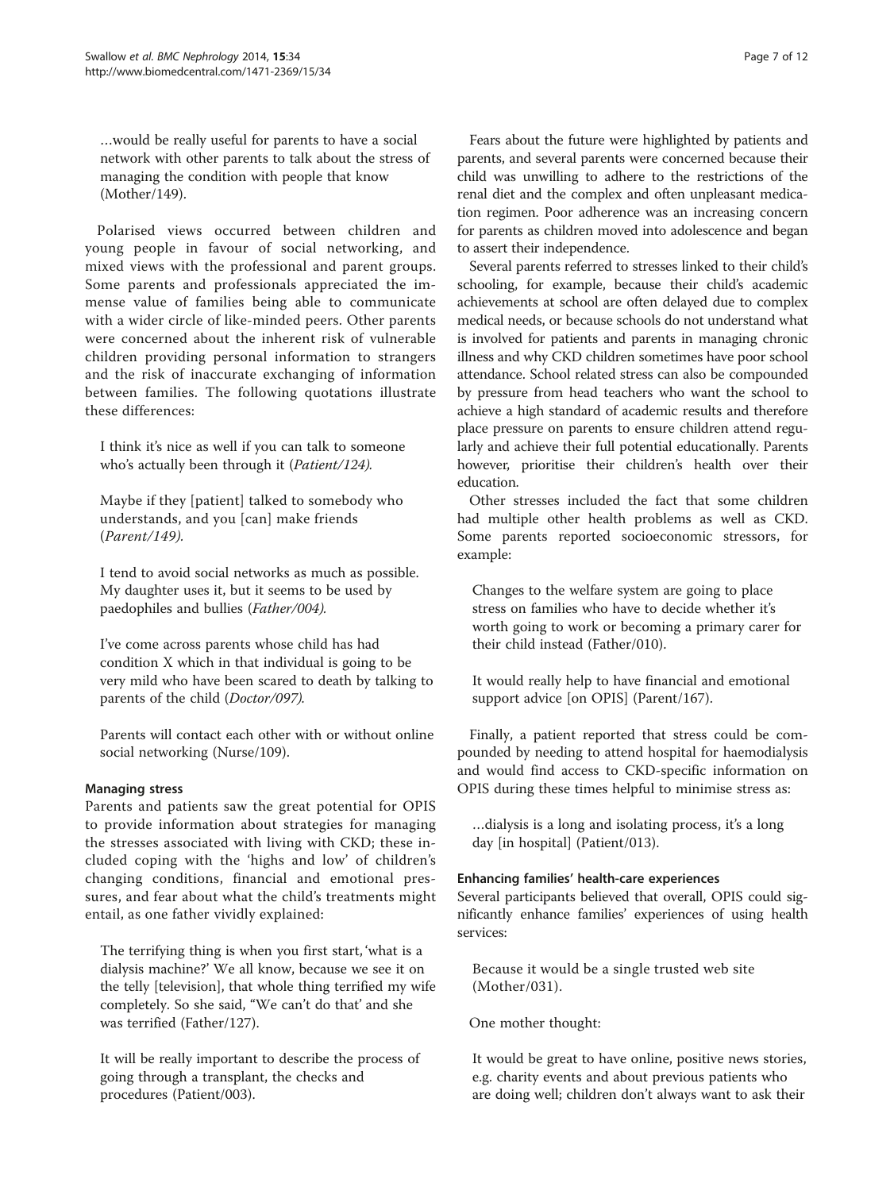…would be really useful for parents to have a social network with other parents to talk about the stress of managing the condition with people that know (Mother/149).

Polarised views occurred between children and young people in favour of social networking, and mixed views with the professional and parent groups. Some parents and professionals appreciated the immense value of families being able to communicate with a wider circle of like-minded peers. Other parents were concerned about the inherent risk of vulnerable children providing personal information to strangers and the risk of inaccurate exchanging of information between families. The following quotations illustrate these differences:

> I think it's nice as well if you can talk to someone who's actually been through it (*Patient/124*).

> Maybe if they [patient] talked to somebody who understands, and you [can] make friends (*Parent/149*).

> I tend to avoid social networks as much as possible. My daughter uses it, but it seems to be used by paedophiles and bullies (*Father/004*).

> I've come across parents whose child has had condition X which in that individual is going to be very mild who have been scared to death by talking to parents of the child (*Doctor/097*).

> Parents will contact each other with or without online social networking (Nurse/109).

#### Managing stress

Parents and patients saw the great potential for OPIS to provide information about strategies for managing the stresses associated with living with CKD; these included coping with the 'highs and low' of children's changing conditions, financial and emotional pressures, and fear about what the child's treatments might entail, as one father vividly explained:

> The terrifying thing is when you first start, 'what is a dialysis machine?' We all know, because we see it on the telly [television], that whole thing terrified my wife completely. So she said, "We can't do that' and she was terrified (Father/127).

> It will be really important to describe the process of going through a transplant, the checks and procedures (Patient/003).

Fears about the future were highlighted by patients and parents, and several parents were concerned because their child was unwilling to adhere to the restrictions of the renal diet and the complex and often unpleasant medication regimen. Poor adherence was an increasing concern for parents as children moved into adolescence and began to assert their independence.

Several parents referred to stresses linked to their child's schooling, for example, because their child's academic achievements at school are often delayed due to complex medical needs, or because schools do not understand what is involved for patients and parents in managing chronic illness and why CKD children sometimes have poor school attendance. School related stress can also be compounded by pressure from head teachers who want the school to achieve a high standard of academic results and therefore place pressure on parents to ensure children attend regularly and achieve their full potential educationally. Parents however, prioritise their children's health over their education.

Other stresses included the fact that some children had multiple other health problems as well as CKD. Some parents reported socioeconomic stressors, for example:

> Changes to the welfare system are going to place stress on families who have to decide whether it's worth going to work or becoming a primary carer for their child instead (Father/010).

> It would really help to have financial and emotional support advice [on OPIS] (Parent/167).

Finally, a patient reported that stress could be compounded by needing to attend hospital for haemodialysis and would find access to CKD-specific information on OPIS during these times helpful to minimise stress as:

> …dialysis is a long and isolating process, it's a long day [in hospital] (Patient/013).

#### Enhancing families' health-care experiences

Several participants believed that overall, OPIS could significantly enhance families' experiences of using health services:

> Because it would be a single trusted web site (Mother/031).

One mother thought:

> It would be great to have online, positive news stories, e.g. charity events and about previous patients who are doing well; children don't always want to ask their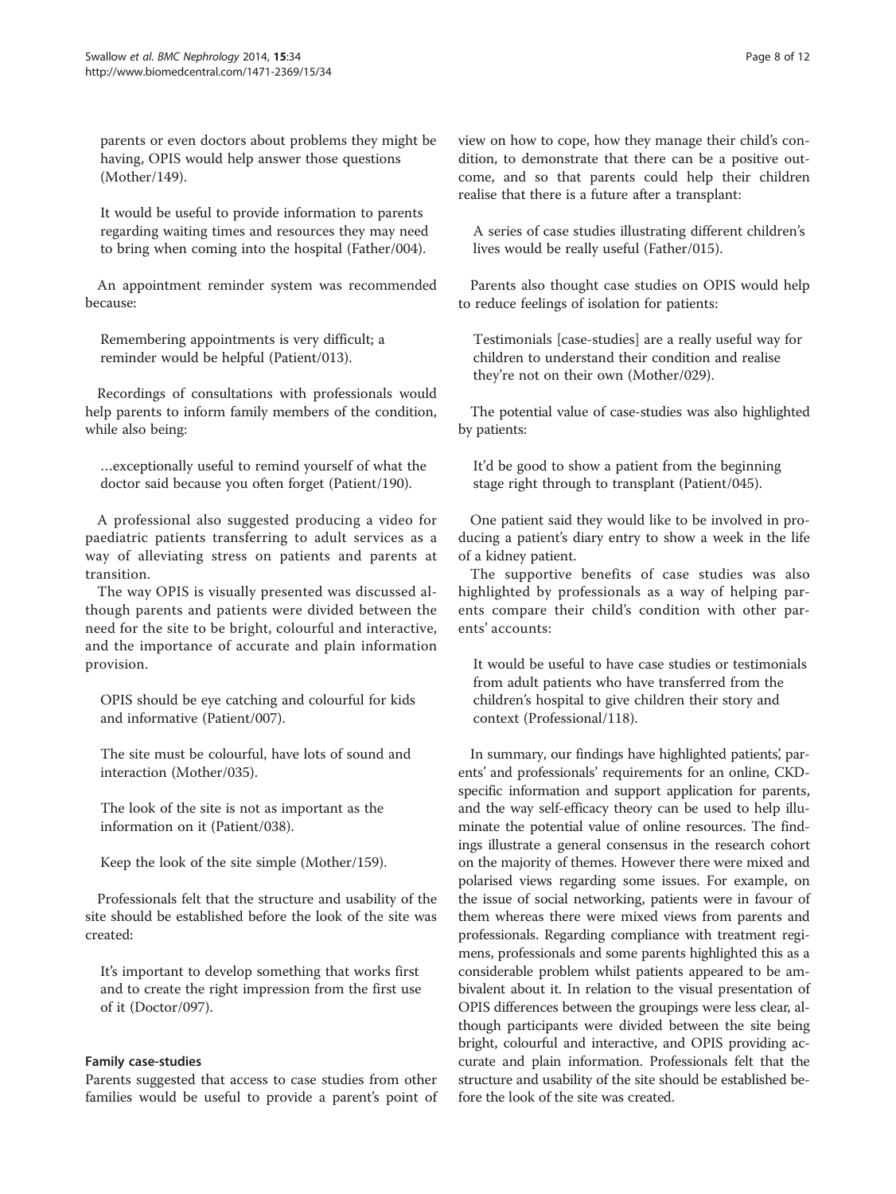parents or even doctors about problems they might be having, OPIS would help answer those questions (Mother/149).

> It would be useful to provide information to parents regarding waiting times and resources they may need to bring when coming into the hospital (Father/004).

An appointment reminder system was recommended because:

> Remembering appointments is very difficult; a reminder would be helpful (Patient/013).

Recordings of consultations with professionals would help parents to inform family members of the condition, while also being:

> …exceptionally useful to remind yourself of what the doctor said because you often forget (Patient/190).

A professional also suggested producing a video for paediatric patients transferring to adult services as a way of alleviating stress on patients and parents at transition.

The way OPIS is visually presented was discussed although parents and patients were divided between the need for the site to be bright, colourful and interactive, and the importance of accurate and plain information provision.

> OPIS should be eye catching and colourful for kids and informative (Patient/007).

> The site must be colourful, have lots of sound and interaction (Mother/035).

> The look of the site is not as important as the information on it (Patient/038).

> Keep the look of the site simple (Mother/159).

Professionals felt that the structure and usability of the site should be established before the look of the site was created:

> It's important to develop something that works first and to create the right impression from the first use of it (Doctor/097).

#### Family case-studies

Parents suggested that access to case studies from other families would be useful to provide a parent's point of view on how to cope, how they manage their child's condition, to demonstrate that there can be a positive outcome, and so that parents could help their children realise that there is a future after a transplant:

> A series of case studies illustrating different children's lives would be really useful (Father/015).

Parents also thought case studies on OPIS would help to reduce feelings of isolation for patients:

> Testimonials [case-studies] are a really useful way for children to understand their condition and realise they're not on their own (Mother/029).

The potential value of case-studies was also highlighted by patients:

> It'd be good to show a patient from the beginning stage right through to transplant (Patient/045).

One patient said they would like to be involved in producing a patient's diary entry to show a week in the life of a kidney patient.

The supportive benefits of case studies was also highlighted by professionals as a way of helping parents compare their child's condition with other parents' accounts:

> It would be useful to have case studies or testimonials from adult patients who have transferred from the children's hospital to give children their story and context (Professional/118).

In summary, our findings have highlighted patients', parents' and professionals' requirements for an online, CKD-specific information and support application for parents, and the way self-efficacy theory can be used to help illuminate the potential value of online resources. The findings illustrate a general consensus in the research cohort on the majority of themes. However there were mixed and polarised views regarding some issues. For example, on the issue of social networking, patients were in favour of them whereas there were mixed views from parents and professionals. Regarding compliance with treatment regimens, professionals and some parents highlighted this as a considerable problem whilst patients appeared to be ambivalent about it. In relation to the visual presentation of OPIS differences between the groupings were less clear, although participants were divided between the site being bright, colourful and interactive, and OPIS providing accurate and plain information. Professionals felt that the structure and usability of the site should be established before the look of the site was created.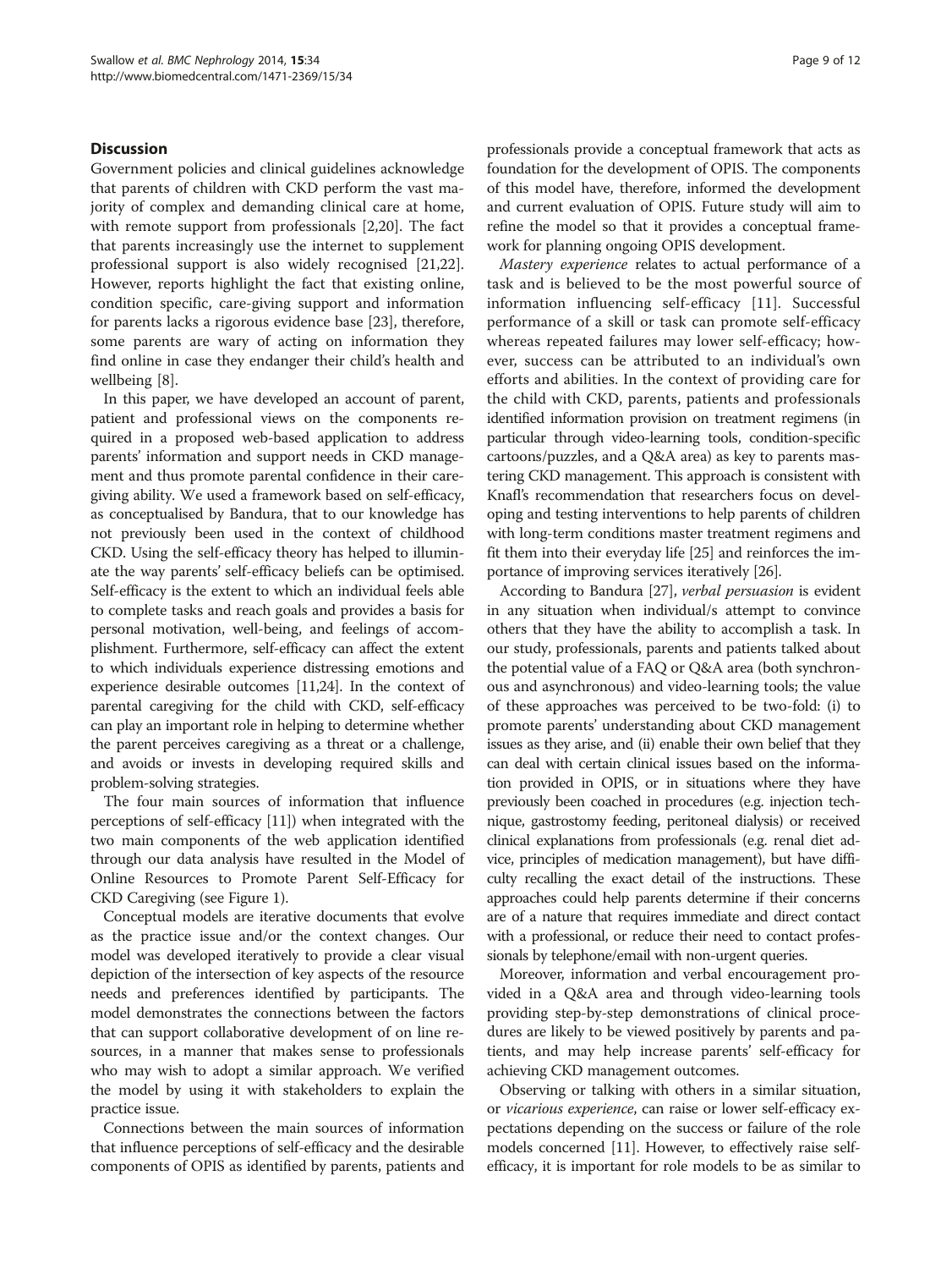## Discussion

Government policies and clinical guidelines acknowledge that parents of children with CKD perform the vast majority of complex and demanding clinical care at home, with remote support from professionals [2,20]. The fact that parents increasingly use the internet to supplement professional support is also widely recognised [21,22]. However, reports highlight the fact that existing online, condition specific, care-giving support and information for parents lacks a rigorous evidence base [23], therefore, some parents are wary of acting on information they find online in case they endanger their child's health and wellbeing [8].

In this paper, we have developed an account of parent, patient and professional views on the components required in a proposed web-based application to address parents' information and support needs in CKD management and thus promote parental confidence in their caregiving ability. We used a framework based on self-efficacy, as conceptualised by Bandura, that to our knowledge has not previously been used in the context of childhood CKD. Using the self-efficacy theory has helped to illuminate the way parents' self-efficacy beliefs can be optimised. Self-efficacy is the extent to which an individual feels able to complete tasks and reach goals and provides a basis for personal motivation, well-being, and feelings of accomplishment. Furthermore, self-efficacy can affect the extent to which individuals experience distressing emotions and experience desirable outcomes [11,24]. In the context of parental caregiving for the child with CKD, self-efficacy can play an important role in helping to determine whether the parent perceives caregiving as a threat or a challenge, and avoids or invests in developing required skills and problem-solving strategies.

The four main sources of information that influence perceptions of self-efficacy [11]) when integrated with the two main components of the web application identified through our data analysis have resulted in the Model of Online Resources to Promote Parent Self-Efficacy for CKD Caregiving (see Figure 1).

Conceptual models are iterative documents that evolve as the practice issue and/or the context changes. Our model was developed iteratively to provide a clear visual depiction of the intersection of key aspects of the resource needs and preferences identified by participants. The model demonstrates the connections between the factors that can support collaborative development of on line resources, in a manner that makes sense to professionals who may wish to adopt a similar approach. We verified the model by using it with stakeholders to explain the practice issue.

Connections between the main sources of information that influence perceptions of self-efficacy and the desirable components of OPIS as identified by parents, patients and professionals provide a conceptual framework that acts as foundation for the development of OPIS. The components of this model have, therefore, informed the development and current evaluation of OPIS. Future study will aim to refine the model so that it provides a conceptual framework for planning ongoing OPIS development.

*Mastery experience* relates to actual performance of a task and is believed to be the most powerful source of information influencing self-efficacy [11]. Successful performance of a skill or task can promote self-efficacy whereas repeated failures may lower self-efficacy; however, success can be attributed to an individual's own efforts and abilities. In the context of providing care for the child with CKD, parents, patients and professionals identified information provision on treatment regimens (in particular through video-learning tools, condition-specific cartoons/puzzles, and a Q&A area) as key to parents mastering CKD management. This approach is consistent with Knafl's recommendation that researchers focus on developing and testing interventions to help parents of children with long-term conditions master treatment regimens and fit them into their everyday life [25] and reinforces the importance of improving services iteratively [26].

According to Bandura [27], *verbal persuasion* is evident in any situation when individual/s attempt to convince others that they have the ability to accomplish a task. In our study, professionals, parents and patients talked about the potential value of a FAQ or Q&A area (both synchronous and asynchronous) and video-learning tools; the value of these approaches was perceived to be two-fold: (i) to promote parents' understanding about CKD management issues as they arise, and (ii) enable their own belief that they can deal with certain clinical issues based on the information provided in OPIS, or in situations where they have previously been coached in procedures (e.g. injection technique, gastrostomy feeding, peritoneal dialysis) or received clinical explanations from professionals (e.g. renal diet advice, principles of medication management), but have difficulty recalling the exact detail of the instructions. These approaches could help parents determine if their concerns are of a nature that requires immediate and direct contact with a professional, or reduce their need to contact professionals by telephone/email with non-urgent queries.

Moreover, information and verbal encouragement provided in a Q&A area and through video-learning tools providing step-by-step demonstrations of clinical procedures are likely to be viewed positively by parents and patients, and may help increase parents' self-efficacy for achieving CKD management outcomes.

Observing or talking with others in a similar situation, or *vicarious experience*, can raise or lower self-efficacy expectations depending on the success or failure of the role models concerned [11]. However, to effectively raise self-efficacy, it is important for role models to be as similar to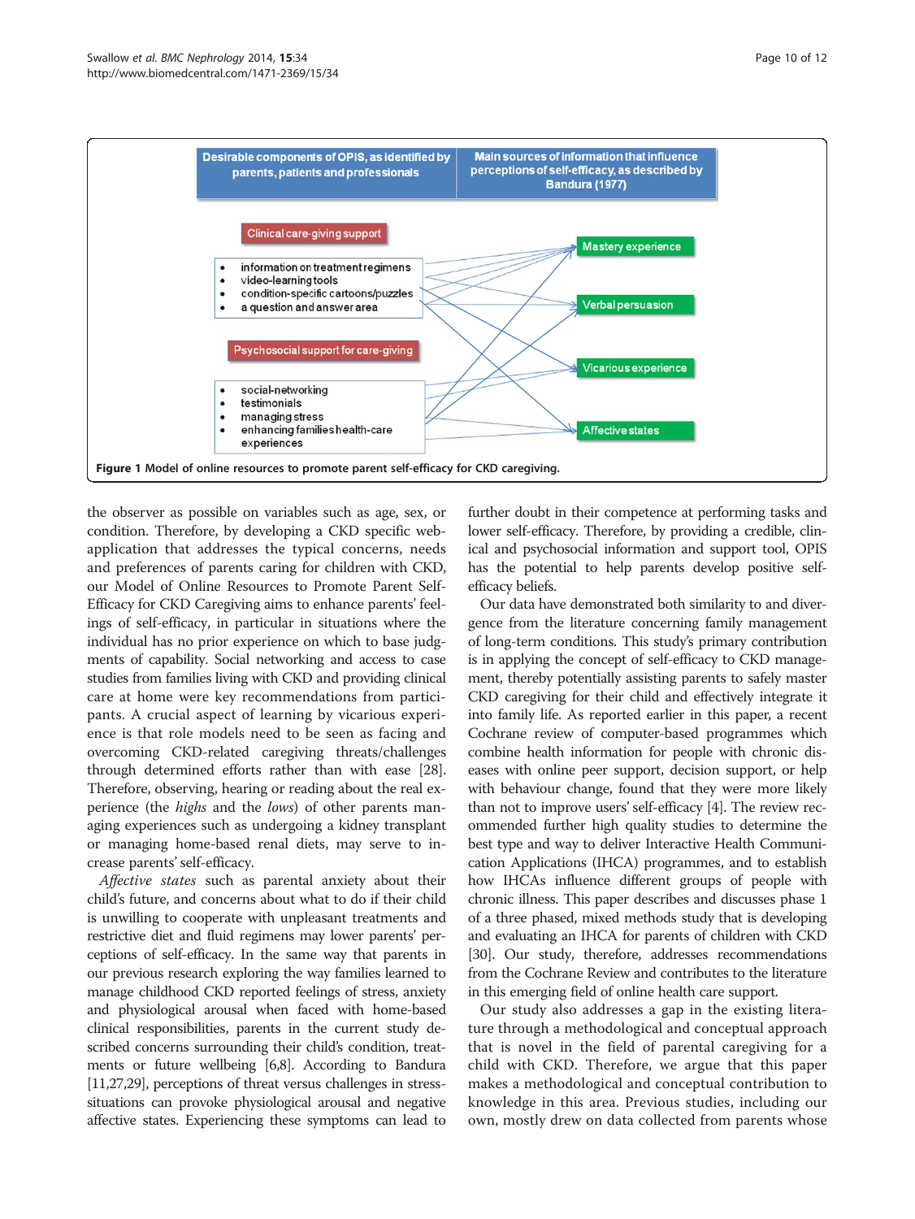Desirable components of OPIS, as identified by parents, patients and professionals

Main sources of information that influence perceptions of self-efficacy, as described by Bandura (1977)

Clinical care-giving support

- information on treatment regimens
- video-learning tools
- condition-specific cartoons/puzzles
- a question and answer area

Psychosocial support for care-giving

- social-networking
- testimonials
- managing stress
- enhancing families health-care experiences

Mastery experience

Verbal persuasion

Vicarious experience

Affective states

**Figure 1** Model of online resources to promote parent self-efficacy for CKD caregiving.

the observer as possible on variables such as age, sex, or condition. Therefore, by developing a CKD specific web-application that addresses the typical concerns, needs and preferences of parents caring for children with CKD, our Model of Online Resources to Promote Parent Self-Efficacy for CKD Caregiving aims to enhance parents' feelings of self-efficacy, in particular in situations where the individual has no prior experience on which to base judgments of capability. Social networking and access to case studies from families living with CKD and providing clinical care at home were key recommendations from participants. A crucial aspect of learning by vicarious experience is that role models need to be seen as facing and overcoming CKD-related caregiving threats/challenges through determined efforts rather than with ease [28]. Therefore, observing, hearing or reading about the real experience (the *highs* and the *lows*) of other parents managing experiences such as undergoing a kidney transplant or managing home-based renal diets, may serve to increase parents' self-efficacy.

*Affective states* such as parental anxiety about their child's future, and concerns about what to do if their child is unwilling to cooperate with unpleasant treatments and restrictive diet and fluid regimens may lower parents' perceptions of self-efficacy. In the same way that parents in our previous research exploring the way families learned to manage childhood CKD reported feelings of stress, anxiety and physiological arousal when faced with home-based clinical responsibilities, parents in the current study described concerns surrounding their child's condition, treatments or future wellbeing [6,8]. According to Bandura [11,27,29], perceptions of threat versus challenges in stress-situations can provoke physiological arousal and negative affective states. Experiencing these symptoms can lead to further doubt in their competence at performing tasks and lower self-efficacy. Therefore, by providing a credible, clinical and psychosocial information and support tool, OPIS has the potential to help parents develop positive self-efficacy beliefs.

Our data have demonstrated both similarity to and divergence from the literature concerning family management of long-term conditions. This study's primary contribution is in applying the concept of self-efficacy to CKD management, thereby potentially assisting parents to safely master CKD caregiving for their child and effectively integrate it into family life. As reported earlier in this paper, a recent Cochrane review of computer-based programmes which combine health information for people with chronic diseases with online peer support, decision support, or help with behaviour change, found that they were more likely than not to improve users' self-efficacy [4]. The review recommended further high quality studies to determine the best type and way to deliver Interactive Health Communication Applications (IHCA) programmes, and to establish how IHCAs influence different groups of people with chronic illness. This paper describes and discusses phase 1 of a three phased, mixed methods study that is developing and evaluating an IHCA for parents of children with CKD [30]. Our study, therefore, addresses recommendations from the Cochrane Review and contributes to the literature in this emerging field of online health care support.

Our study also addresses a gap in the existing literature through a methodological and conceptual approach that is novel in the field of parental caregiving for a child with CKD. Therefore, we argue that this paper makes a methodological and conceptual contribution to knowledge in this area. Previous studies, including our own, mostly drew on data collected from parents whose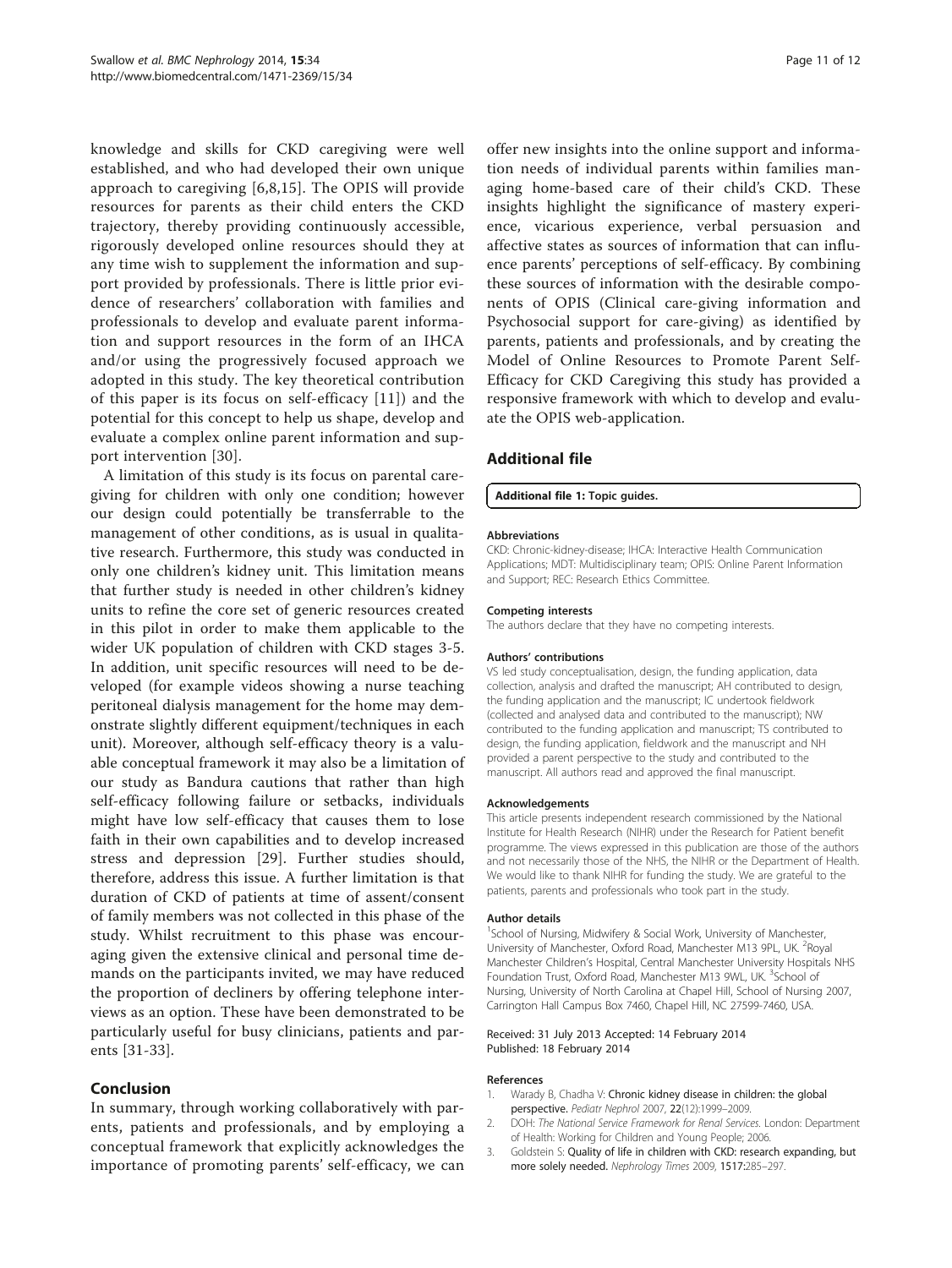knowledge and skills for CKD caregiving were well established, and who had developed their own unique approach to caregiving [6,8,15]. The OPIS will provide resources for parents as their child enters the CKD trajectory, thereby providing continuously accessible, rigorously developed online resources should they at any time wish to supplement the information and support provided by professionals. There is little prior evidence of researchers' collaboration with families and professionals to develop and evaluate parent information and support resources in the form of an IHCA and/or using the progressively focused approach we adopted in this study. The key theoretical contribution of this paper is its focus on self-efficacy [11]) and the potential for this concept to help us shape, develop and evaluate a complex online parent information and support intervention [30].

A limitation of this study is its focus on parental caregiving for children with only one condition; however our design could potentially be transferrable to the management of other conditions, as is usual in qualitative research. Furthermore, this study was conducted in only one children's kidney unit. This limitation means that further study is needed in other children's kidney units to refine the core set of generic resources created in this pilot in order to make them applicable to the wider UK population of children with CKD stages 3-5. In addition, unit specific resources will need to be developed (for example videos showing a nurse teaching peritoneal dialysis management for the home may demonstrate slightly different equipment/techniques in each unit). Moreover, although self-efficacy theory is a valuable conceptual framework it may also be a limitation of our study as Bandura cautions that rather than high self-efficacy following failure or setbacks, individuals might have low self-efficacy that causes them to lose faith in their own capabilities and to develop increased stress and depression [29]. Further studies should, therefore, address this issue. A further limitation is that duration of CKD of patients at time of assent/consent of family members was not collected in this phase of the study. Whilst recruitment to this phase was encouraging given the extensive clinical and personal time demands on the participants invited, we may have reduced the proportion of decliners by offering telephone interviews as an option. These have been demonstrated to be particularly useful for busy clinicians, patients and parents [31-33].

## Conclusion

In summary, through working collaboratively with parents, patients and professionals, and by employing a conceptual framework that explicitly acknowledges the importance of promoting parents' self-efficacy, we can offer new insights into the online support and information needs of individual parents within families managing home-based care of their child's CKD. These insights highlight the significance of mastery experience, vicarious experience, verbal persuasion and affective states as sources of information that can influence parents' perceptions of self-efficacy. By combining these sources of information with the desirable components of OPIS (Clinical care-giving information and Psychosocial support for care-giving) as identified by parents, patients and professionals, and by creating the Model of Online Resources to Promote Parent Self-Efficacy for CKD Caregiving this study has provided a responsive framework with which to develop and evaluate the OPIS web-application.

## Additional file

**Additional file 1:** Topic guides.

#### Abbreviations

CKD: Chronic-kidney-disease; IHCA: Interactive Health Communication Applications; MDT: Multidisciplinary team; OPIS: Online Parent Information and Support; REC: Research Ethics Committee.

#### Competing interests

The authors declare that they have no competing interests.

#### Authors' contributions

VS led study conceptualisation, design, the funding application, data collection, analysis and drafted the manuscript; AH contributed to design, the funding application and the manuscript; IC undertook fieldwork (collected and analysed data and contributed to the manuscript); NW contributed to the funding application and manuscript; TS contributed to design, the funding application, fieldwork and the manuscript and NH provided a parent perspective to the study and contributed to the manuscript. All authors read and approved the final manuscript.

#### Acknowledgements

This article presents independent research commissioned by the National Institute for Health Research (NIHR) under the Research for Patient benefit programme. The views expressed in this publication are those of the authors and not necessarily those of the NHS, the NIHR or the Department of Health. We would like to thank NIHR for funding the study. We are grateful to the patients, parents and professionals who took part in the study.

#### Author details

[1]School of Nursing, Midwifery & Social Work, University of Manchester, University of Manchester, Oxford Road, Manchester M13 9PL, UK. [2]Royal Manchester Children's Hospital, Central Manchester University Hospitals NHS Foundation Trust, Oxford Road, Manchester M13 9WL, UK. [3]School of Nursing, University of North Carolina at Chapel Hill, School of Nursing 2007, Carrington Hall Campus Box 7460, Chapel Hill, NC 27599-7460, USA.

Received: 31 July 2013 Accepted: 14 February 2014
Published: 18 February 2014

#### References

1. Warady B, Chadha V: **Chronic kidney disease in children: the global perspective.** *Pediatr Nephrol* 2007, **22**(12):1999–2009.
2. DOH: *The National Service Framework for Renal Services.* London: Department of Health: Working for Children and Young People; 2006.
3. Goldstein S: **Quality of life in children with CKD: research expanding, but more solely needed.** *Nephrology Times* 2009, **1517**:285–297.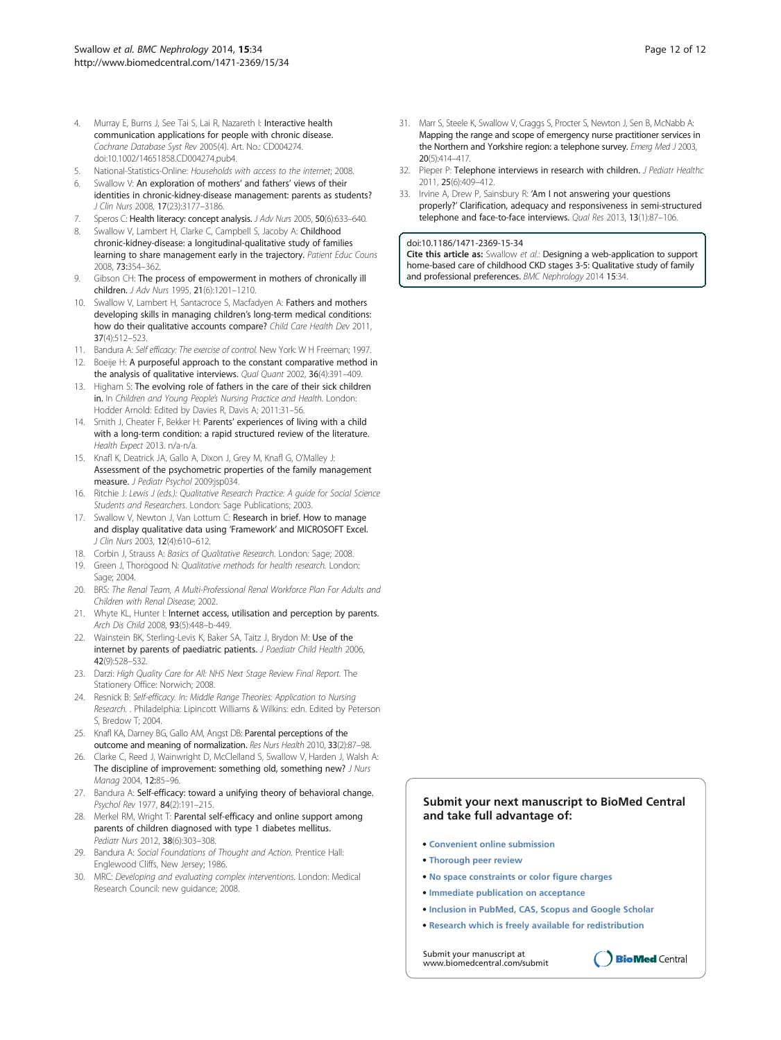4. Murray E, Burns J, See Tai S, Lai R, Nazareth I: **Interactive health communication applications for people with chronic disease.** *Cochrane Database Syst Rev* 2005(4). Art. No.: CD004274. doi:10.1002/14651858.CD004274.pub4.
5. National-Statistics-Online: *Households with access to the internet*; 2008.
6. Swallow V: **An exploration of mothers' and fathers' views of their identities in chronic-kidney-disease management: parents as students?** *J Clin Nurs* 2008, **17**(23):3177–3186.
7. Speros C: **Health literacy: concept analysis.** *J Adv Nurs* 2005, **50**(6):633–640.
8. Swallow V, Lambert H, Clarke C, Campbell S, Jacoby A: **Childhood chronic-kidney-disease: a longitudinal-qualitative study of families learning to share management early in the trajectory.** *Patient Educ Couns* 2008, **73**:354–362.
9. Gibson CH: **The process of empowerment in mothers of chronically ill children.** *J Adv Nurs* 1995, **21**(6):1201–1210.
10. Swallow V, Lambert H, Santacroce S, Macfadyen A: **Fathers and mothers developing skills in managing children's long-term medical conditions: how do their qualitative accounts compare?** *Child Care Health Dev* 2011, **37**(4):512–523.
11. Bandura A: *Self efficacy: The exercise of control.* New York: W H Freeman; 1997.
12. Boeije H: **A purposeful approach to the constant comparative method in the analysis of qualitative interviews.** *Qual Quant* 2002, **36**(4):391–409.
13. Higham S: **The evolving role of fathers in the care of their sick children in.** In *Children and Young People's Nursing Practice and Health.* London: Hodder Arnold: Edited by Davies R, Davis A; 2011:31–56.
14. Smith J, Cheater F, Bekker H: **Parents' experiences of living with a child with a long-term condition: a rapid structured review of the literature.** *Health Expect* 2013. n/a-n/a.
15. Knafl K, Deatrick JA, Gallo A, Dixon J, Grey M, Knafl G, O'Malley J: **Assessment of the psychometric properties of the family management measure.** *J Pediatr Psychol* 2009:jsp034.
16. Ritchie J: *Lewis J (eds.): Qualitative Research Practice: A guide for Social Science Students and Researchers.* London: Sage Publications; 2003.
17. Swallow V, Newton J, Van Lottum C: **Research in brief. How to manage and display qualitative data using 'Framework' and MICROSOFT Excel.** *J Clin Nurs* 2003, **12**(4):610–612.
18. Corbin J, Strauss A: *Basics of Qualitative Research.* London: Sage; 2008.
19. Green J, Thorogood N: *Qualitative methods for health research.* London: Sage; 2004.
20. BRS: *The Renal Team, A Multi-Professional Renal Workforce Plan For Adults and Children with Renal Disease*; 2002.
21. Whyte KL, Hunter I: **Internet access, utilisation and perception by parents.** *Arch Dis Child* 2008, **93**(5):448–b-449.
22. Wainstein BK, Sterling-Levis K, Baker SA, Taitz J, Brydon M: **Use of the internet by parents of paediatric patients.** *J Paediatr Child Health* 2006, **42**(9):528–532.
23. Darzi: *High Quality Care for All: NHS Next Stage Review Final Report.* The Stationery Office: Norwich; 2008.
24. Resnick B: *Self-efficacy. In: Middle Range Theories: Application to Nursing Research.* . Philadelphia: Lipincott Williams & Wilkins: edn. Edited by Peterson S, Bredow T; 2004.
25. Knafl KA, Darney BG, Gallo AM, Angst DB: **Parental perceptions of the outcome and meaning of normalization.** *Res Nurs Health* 2010, **33**(2):87–98.
26. Clarke C, Reed J, Wainwright D, McClelland S, Swallow V, Harden J, Walsh A: **The discipline of improvement: something old, something new?** *J Nurs Manag* 2004, **12:**85–96.
27. Bandura A: **Self-efficacy: toward a unifying theory of behavioral change.** *Psychol Rev* 1977, **84**(2):191–215.
28. Merkel RM, Wright T: **Parental self-efficacy and online support among parents of children diagnosed with type 1 diabetes mellitus.** *Pediatr Nurs* 2012, **38**(6):303–308.
29. Bandura A: *Social Foundations of Thought and Action.* Prentice Hall: Englewood Cliffs, New Jersey; 1986.
30. MRC: *Developing and evaluating complex interventions.* London: Medical Research Council: new guidance; 2008.
31. Marr S, Steele K, Swallow V, Craggs S, Procter S, Newton J, Sen B, McNabb A: **Mapping the range and scope of emergency nurse practitioner services in the Northern and Yorkshire region: a telephone survey.** *Emerg Med J* 2003, **20**(5):414–417.
32. Pieper P: **Telephone interviews in research with children.** *J Pediatr Healthc* 2011, **25**(6):409–412.
33. Irvine A, Drew P, Sainsbury R: **'Am I not answering your questions properly?' Clarification, adequacy and responsiveness in semi-structured telephone and face-to-face interviews.** *Qual Res* 2013, **13**(1):87–106.

doi:10.1186/1471-2369-15-34

**Cite this article as:** Swallow *et al.*: Designing a web-application to support home-based care of childhood CKD stages 3-5: Qualitative study of family and professional preferences. *BMC Nephrology* 2014 **15**:34.

**Submit your next manuscript to BioMed Central and take full advantage of:**

- **Convenient online submission**
- **Thorough peer review**
- **No space constraints or color figure charges**
- **Immediate publication on acceptance**
- **Inclusion in PubMed, CAS, Scopus and Google Scholar**
- **Research which is freely available for redistribution**

Submit your manuscript at
www.biomedcentral.com/submit

BioMed Central